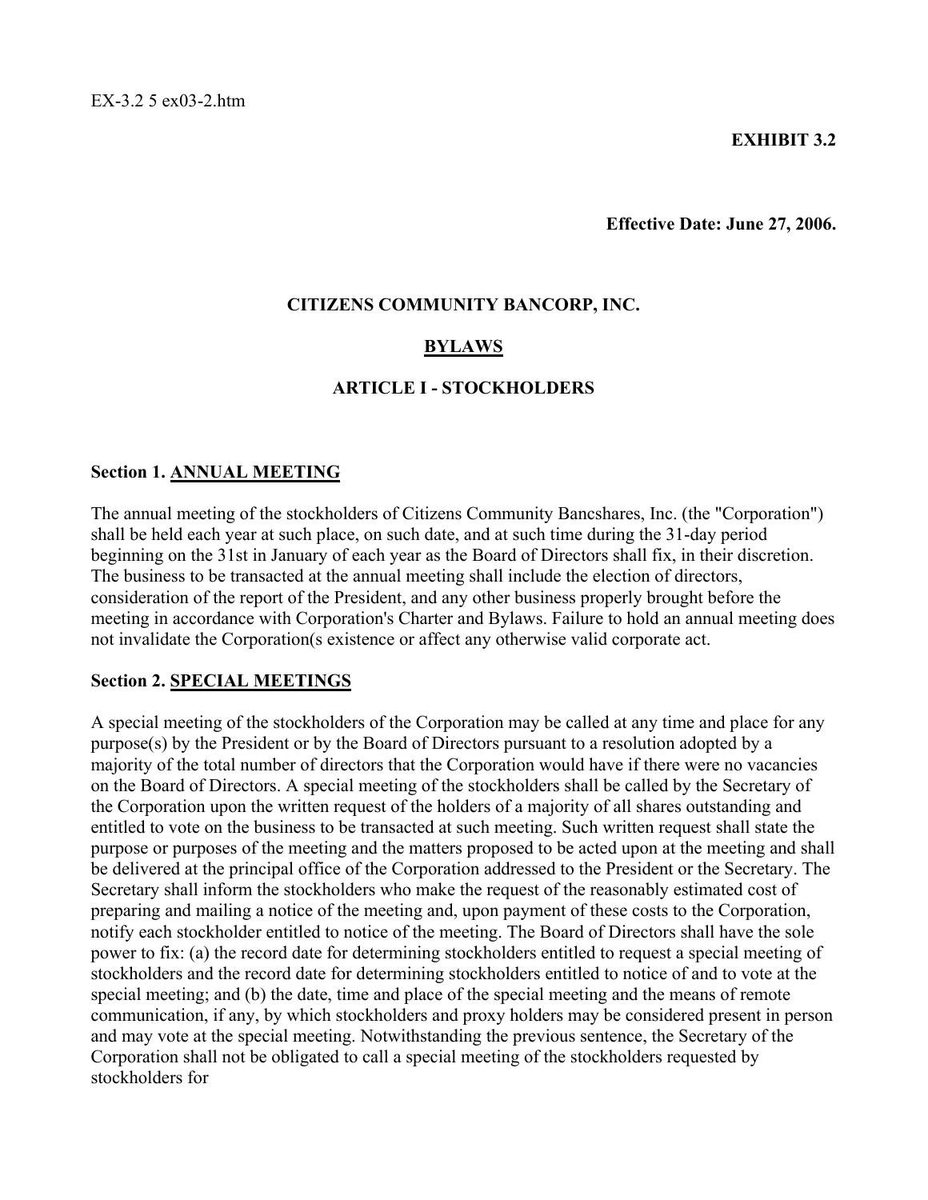EX-3.2 5 ex03-2.htm

**EXHIBIT 3.2**

**Effective Date: June 27, 2006.**

**CITIZENS COMMUNITY BANCORP, INC.**

**BYLAWS**

**ARTICLE I - STOCKHOLDERS**

**Section 1. ANNUAL MEETING**

The annual meeting of the stockholders of Citizens Community Bancshares, Inc. (the "Corporation") shall be held each year at such place, on such date, and at such time during the 31-day period beginning on the 31st in January of each year as the Board of Directors shall fix, in their discretion. The business to be transacted at the annual meeting shall include the election of directors, consideration of the report of the President, and any other business properly brought before the meeting in accordance with Corporation's Charter and Bylaws. Failure to hold an annual meeting does not invalidate the Corporation(s existence or affect any otherwise valid corporate act.

**Section 2. SPECIAL MEETINGS**

A special meeting of the stockholders of the Corporation may be called at any time and place for any purpose(s) by the President or by the Board of Directors pursuant to a resolution adopted by a majority of the total number of directors that the Corporation would have if there were no vacancies on the Board of Directors. A special meeting of the stockholders shall be called by the Secretary of the Corporation upon the written request of the holders of a majority of all shares outstanding and entitled to vote on the business to be transacted at such meeting. Such written request shall state the purpose or purposes of the meeting and the matters proposed to be acted upon at the meeting and shall be delivered at the principal office of the Corporation addressed to the President or the Secretary. The Secretary shall inform the stockholders who make the request of the reasonably estimated cost of preparing and mailing a notice of the meeting and, upon payment of these costs to the Corporation, notify each stockholder entitled to notice of the meeting. The Board of Directors shall have the sole power to fix: (a) the record date for determining stockholders entitled to request a special meeting of stockholders and the record date for determining stockholders entitled to notice of and to vote at the special meeting; and (b) the date, time and place of the special meeting and the means of remote communication, if any, by which stockholders and proxy holders may be considered present in person and may vote at the special meeting. Notwithstanding the previous sentence, the Secretary of the Corporation shall not be obligated to call a special meeting of the stockholders requested by stockholders for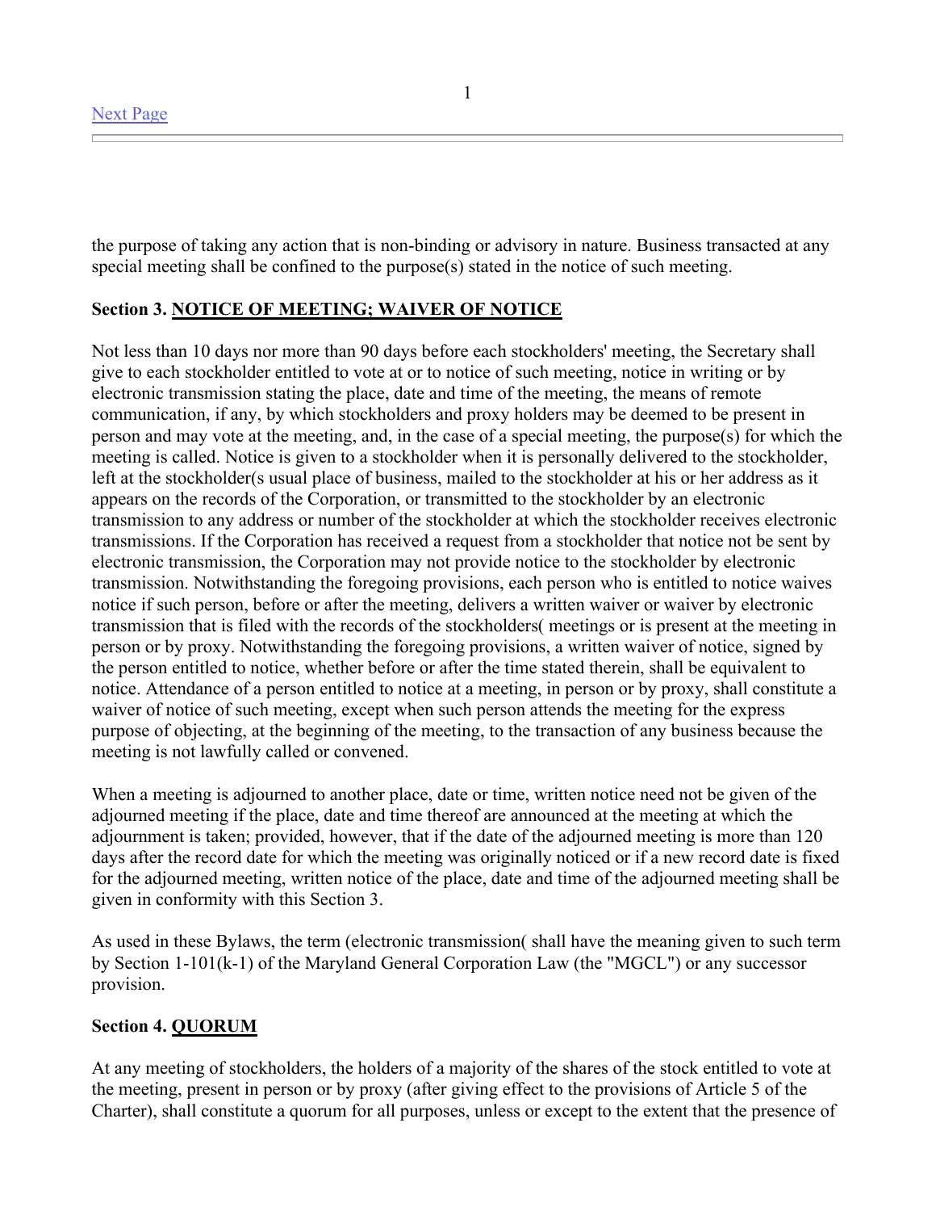the purpose of taking any action that is non-binding or advisory in nature. Business transacted at any special meeting shall be confined to the purpose(s) stated in the notice of such meeting.

**Section 3. NOTICE OF MEETING; WAIVER OF NOTICE**

Not less than 10 days nor more than 90 days before each stockholders' meeting, the Secretary shall give to each stockholder entitled to vote at or to notice of such meeting, notice in writing or by electronic transmission stating the place, date and time of the meeting, the means of remote communication, if any, by which stockholders and proxy holders may be deemed to be present in person and may vote at the meeting, and, in the case of a special meeting, the purpose(s) for which the meeting is called. Notice is given to a stockholder when it is personally delivered to the stockholder, left at the stockholder(s usual place of business, mailed to the stockholder at his or her address as it appears on the records of the Corporation, or transmitted to the stockholder by an electronic transmission to any address or number of the stockholder at which the stockholder receives electronic transmissions. If the Corporation has received a request from a stockholder that notice not be sent by electronic transmission, the Corporation may not provide notice to the stockholder by electronic transmission. Notwithstanding the foregoing provisions, each person who is entitled to notice waives notice if such person, before or after the meeting, delivers a written waiver or waiver by electronic transmission that is filed with the records of the stockholders( meetings or is present at the meeting in person or by proxy. Notwithstanding the foregoing provisions, a written waiver of notice, signed by the person entitled to notice, whether before or after the time stated therein, shall be equivalent to notice. Attendance of a person entitled to notice at a meeting, in person or by proxy, shall constitute a waiver of notice of such meeting, except when such person attends the meeting for the express purpose of objecting, at the beginning of the meeting, to the transaction of any business because the meeting is not lawfully called or convened.

When a meeting is adjourned to another place, date or time, written notice need not be given of the adjourned meeting if the place, date and time thereof are announced at the meeting at which the adjournment is taken; provided, however, that if the date of the adjourned meeting is more than 120 days after the record date for which the meeting was originally noticed or if a new record date is fixed for the adjourned meeting, written notice of the place, date and time of the adjourned meeting shall be given in conformity with this Section 3.

As used in these Bylaws, the term (electronic transmission( shall have the meaning given to such term by Section 1-101(k-1) of the Maryland General Corporation Law (the "MGCL") or any successor provision.

**Section 4. QUORUM**

At any meeting of stockholders, the holders of a majority of the shares of the stock entitled to vote at the meeting, present in person or by proxy (after giving effect to the provisions of Article 5 of the Charter), shall constitute a quorum for all purposes, unless or except to the extent that the presence of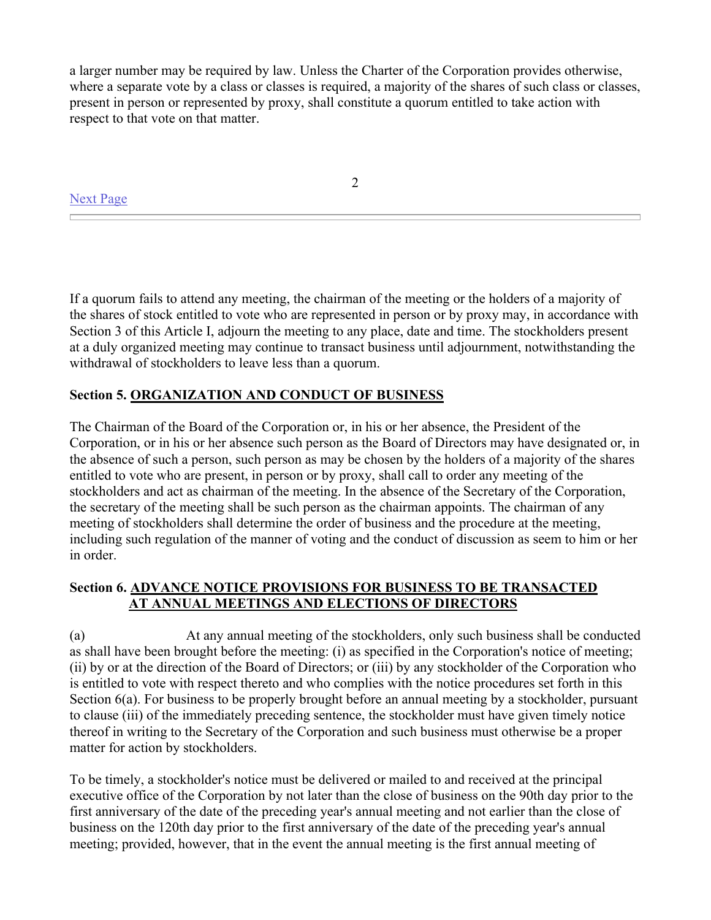a larger number may be required by law. Unless the Charter of the Corporation provides otherwise, where a separate vote by a class or classes is required, a majority of the shares of such class or classes, present in person or represented by proxy, shall constitute a quorum entitled to take action with respect to that vote on that matter.

If a quorum fails to attend any meeting, the chairman of the meeting or the holders of a majority of the shares of stock entitled to vote who are represented in person or by proxy may, in accordance with Section 3 of this Article I, adjourn the meeting to any place, date and time. The stockholders present at a duly organized meeting may continue to transact business until adjournment, notwithstanding the withdrawal of stockholders to leave less than a quorum.

**Section 5. ORGANIZATION AND CONDUCT OF BUSINESS**

The Chairman of the Board of the Corporation or, in his or her absence, the President of the Corporation, or in his or her absence such person as the Board of Directors may have designated or, in the absence of such a person, such person as may be chosen by the holders of a majority of the shares entitled to vote who are present, in person or by proxy, shall call to order any meeting of the stockholders and act as chairman of the meeting. In the absence of the Secretary of the Corporation, the secretary of the meeting shall be such person as the chairman appoints. The chairman of any meeting of stockholders shall determine the order of business and the procedure at the meeting, including such regulation of the manner of voting and the conduct of discussion as seem to him or her in order.

**Section 6. ADVANCE NOTICE PROVISIONS FOR BUSINESS TO BE TRANSACTED AT ANNUAL MEETINGS AND ELECTIONS OF DIRECTORS**

(a) At any annual meeting of the stockholders, only such business shall be conducted as shall have been brought before the meeting: (i) as specified in the Corporation's notice of meeting; (ii) by or at the direction of the Board of Directors; or (iii) by any stockholder of the Corporation who is entitled to vote with respect thereto and who complies with the notice procedures set forth in this Section 6(a). For business to be properly brought before an annual meeting by a stockholder, pursuant to clause (iii) of the immediately preceding sentence, the stockholder must have given timely notice thereof in writing to the Secretary of the Corporation and such business must otherwise be a proper matter for action by stockholders.

To be timely, a stockholder's notice must be delivered or mailed to and received at the principal executive office of the Corporation by not later than the close of business on the 90th day prior to the first anniversary of the date of the preceding year's annual meeting and not earlier than the close of business on the 120th day prior to the first anniversary of the date of the preceding year's annual meeting; provided, however, that in the event the annual meeting is the first annual meeting of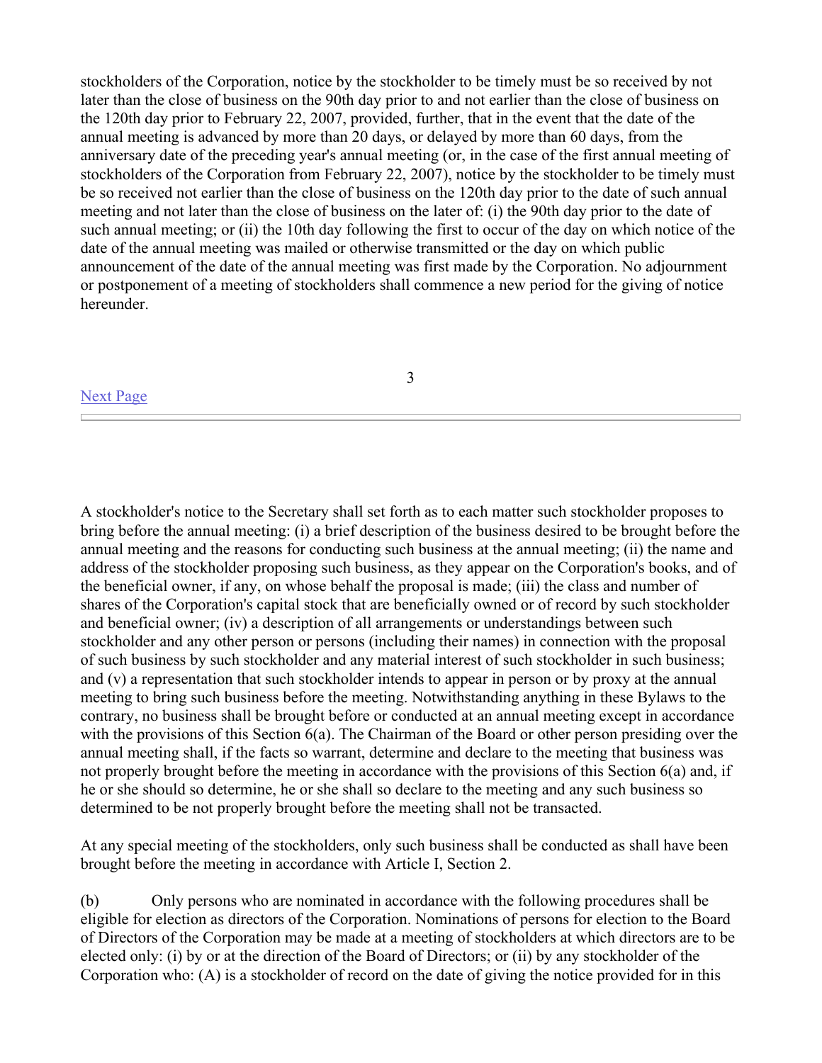stockholders of the Corporation, notice by the stockholder to be timely must be so received by not later than the close of business on the 90th day prior to and not earlier than the close of business on the 120th day prior to February 22, 2007, provided, further, that in the event that the date of the annual meeting is advanced by more than 20 days, or delayed by more than 60 days, from the anniversary date of the preceding year's annual meeting (or, in the case of the first annual meeting of stockholders of the Corporation from February 22, 2007), notice by the stockholder to be timely must be so received not earlier than the close of business on the 120th day prior to the date of such annual meeting and not later than the close of business on the later of: (i) the 90th day prior to the date of such annual meeting; or (ii) the 10th day following the first to occur of the day on which notice of the date of the annual meeting was mailed or otherwise transmitted or the day on which public announcement of the date of the annual meeting was first made by the Corporation. No adjournment or postponement of a meeting of stockholders shall commence a new period for the giving of notice hereunder.

A stockholder's notice to the Secretary shall set forth as to each matter such stockholder proposes to bring before the annual meeting: (i) a brief description of the business desired to be brought before the annual meeting and the reasons for conducting such business at the annual meeting; (ii) the name and address of the stockholder proposing such business, as they appear on the Corporation's books, and of the beneficial owner, if any, on whose behalf the proposal is made; (iii) the class and number of shares of the Corporation's capital stock that are beneficially owned or of record by such stockholder and beneficial owner; (iv) a description of all arrangements or understandings between such stockholder and any other person or persons (including their names) in connection with the proposal of such business by such stockholder and any material interest of such stockholder in such business; and (v) a representation that such stockholder intends to appear in person or by proxy at the annual meeting to bring such business before the meeting. Notwithstanding anything in these Bylaws to the contrary, no business shall be brought before or conducted at an annual meeting except in accordance with the provisions of this Section 6(a). The Chairman of the Board or other person presiding over the annual meeting shall, if the facts so warrant, determine and declare to the meeting that business was not properly brought before the meeting in accordance with the provisions of this Section 6(a) and, if he or she should so determine, he or she shall so declare to the meeting and any such business so determined to be not properly brought before the meeting shall not be transacted.

At any special meeting of the stockholders, only such business shall be conducted as shall have been brought before the meeting in accordance with Article I, Section 2.

(b) Only persons who are nominated in accordance with the following procedures shall be eligible for election as directors of the Corporation. Nominations of persons for election to the Board of Directors of the Corporation may be made at a meeting of stockholders at which directors are to be elected only: (i) by or at the direction of the Board of Directors; or (ii) by any stockholder of the Corporation who: (A) is a stockholder of record on the date of giving the notice provided for in this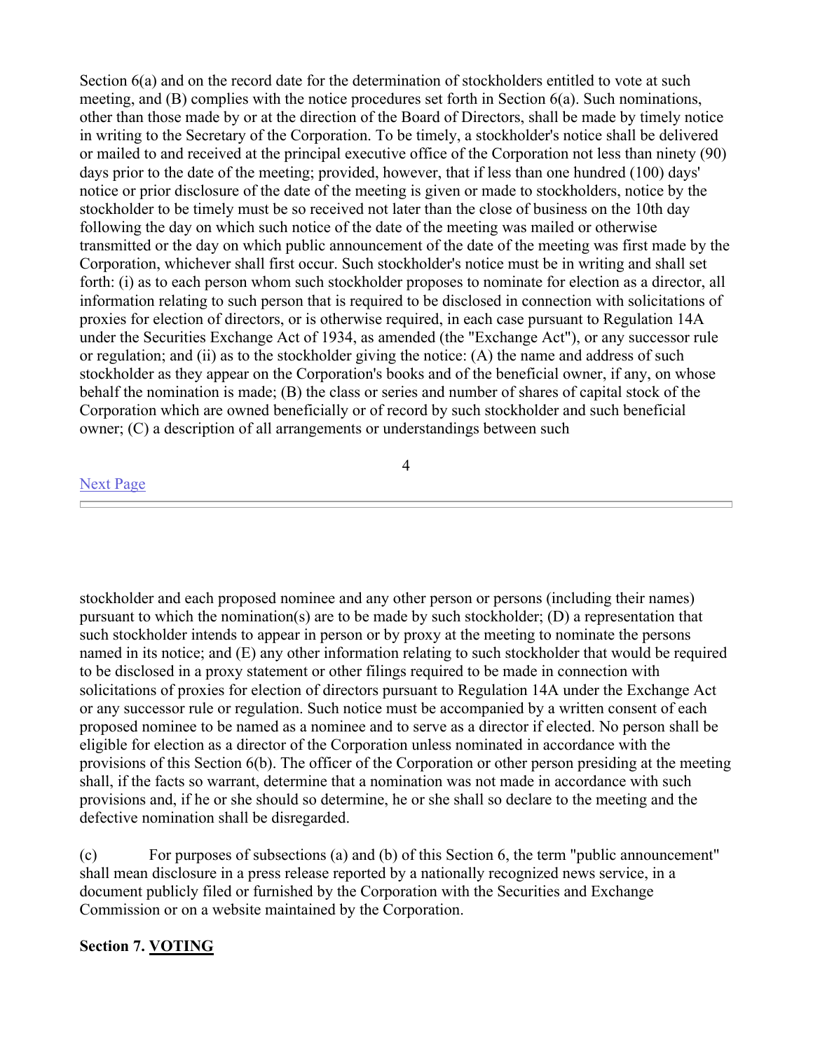Section 6(a) and on the record date for the determination of stockholders entitled to vote at such meeting, and (B) complies with the notice procedures set forth in Section 6(a). Such nominations, other than those made by or at the direction of the Board of Directors, shall be made by timely notice in writing to the Secretary of the Corporation. To be timely, a stockholder's notice shall be delivered or mailed to and received at the principal executive office of the Corporation not less than ninety (90) days prior to the date of the meeting; provided, however, that if less than one hundred (100) days' notice or prior disclosure of the date of the meeting is given or made to stockholders, notice by the stockholder to be timely must be so received not later than the close of business on the 10th day following the day on which such notice of the date of the meeting was mailed or otherwise transmitted or the day on which public announcement of the date of the meeting was first made by the Corporation, whichever shall first occur. Such stockholder's notice must be in writing and shall set forth: (i) as to each person whom such stockholder proposes to nominate for election as a director, all information relating to such person that is required to be disclosed in connection with solicitations of proxies for election of directors, or is otherwise required, in each case pursuant to Regulation 14A under the Securities Exchange Act of 1934, as amended (the "Exchange Act"), or any successor rule or regulation; and (ii) as to the stockholder giving the notice: (A) the name and address of such stockholder as they appear on the Corporation's books and of the beneficial owner, if any, on whose behalf the nomination is made; (B) the class or series and number of shares of capital stock of the Corporation which are owned beneficially or of record by such stockholder and such beneficial owner; (C) a description of all arrangements or understandings between such stockholder and each proposed nominee and any other person or persons (including their names) pursuant to which the nomination(s) are to be made by such stockholder; (D) a representation that such stockholder intends to appear in person or by proxy at the meeting to nominate the persons named in its notice; and (E) any other information relating to such stockholder that would be required to be disclosed in a proxy statement or other filings required to be made in connection with solicitations of proxies for election of directors pursuant to Regulation 14A under the Exchange Act or any successor rule or regulation. Such notice must be accompanied by a written consent of each proposed nominee to be named as a nominee and to serve as a director if elected. No person shall be eligible for election as a director of the Corporation unless nominated in accordance with the provisions of this Section 6(b). The officer of the Corporation or other person presiding at the meeting shall, if the facts so warrant, determine that a nomination was not made in accordance with such provisions and, if he or she should so determine, he or she shall so declare to the meeting and the defective nomination shall be disregarded.

(c) For purposes of subsections (a) and (b) of this Section 6, the term "public announcement" shall mean disclosure in a press release reported by a nationally recognized news service, in a document publicly filed or furnished by the Corporation with the Securities and Exchange Commission or on a website maintained by the Corporation.

**Section 7. VOTING**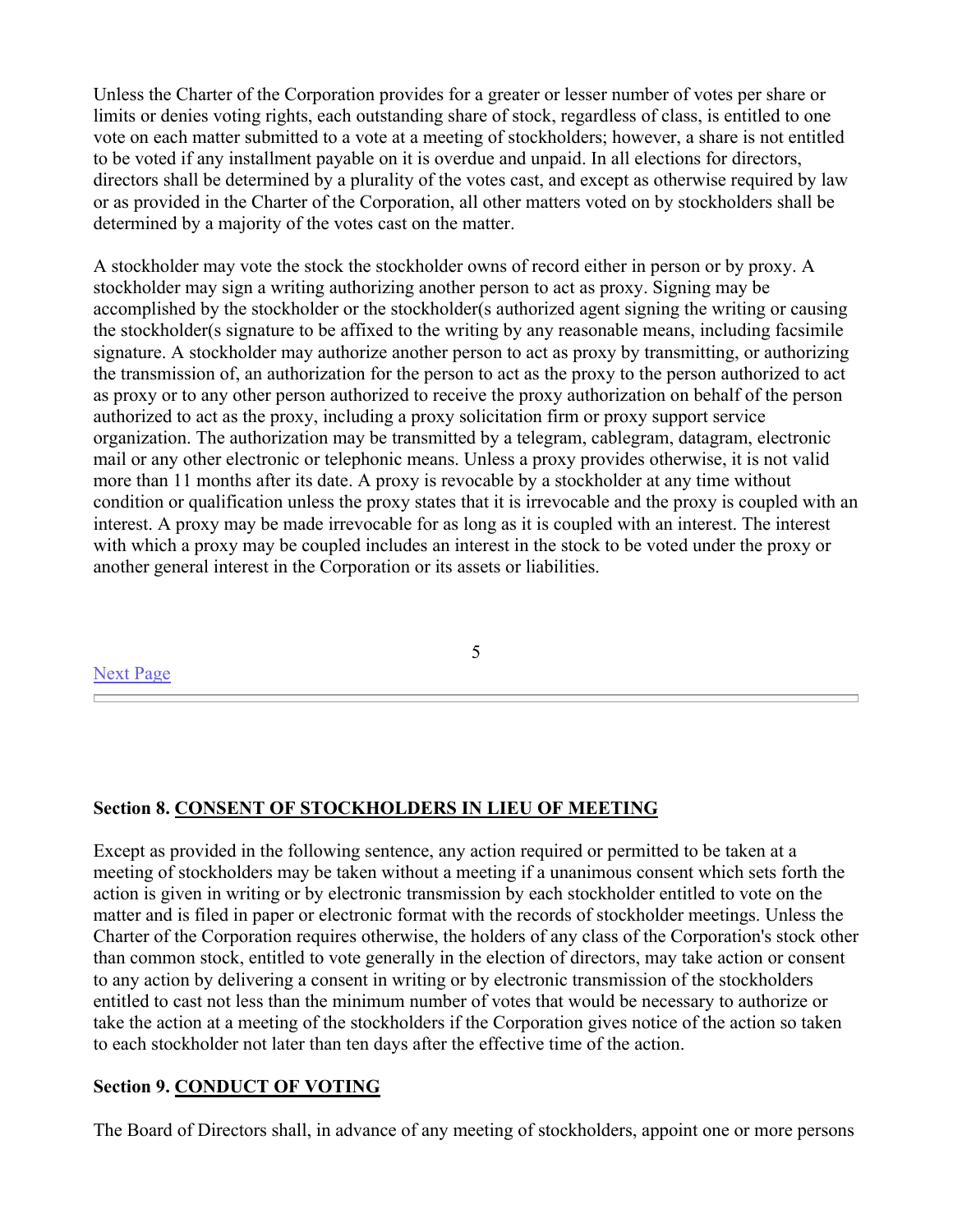Unless the Charter of the Corporation provides for a greater or lesser number of votes per share or limits or denies voting rights, each outstanding share of stock, regardless of class, is entitled to one vote on each matter submitted to a vote at a meeting of stockholders; however, a share is not entitled to be voted if any installment payable on it is overdue and unpaid. In all elections for directors, directors shall be determined by a plurality of the votes cast, and except as otherwise required by law or as provided in the Charter of the Corporation, all other matters voted on by stockholders shall be determined by a majority of the votes cast on the matter.

A stockholder may vote the stock the stockholder owns of record either in person or by proxy. A stockholder may sign a writing authorizing another person to act as proxy. Signing may be accomplished by the stockholder or the stockholder(s authorized agent signing the writing or causing the stockholder(s signature to be affixed to the writing by any reasonable means, including facsimile signature. A stockholder may authorize another person to act as proxy by transmitting, or authorizing the transmission of, an authorization for the person to act as the proxy to the person authorized to act as proxy or to any other person authorized to receive the proxy authorization on behalf of the person authorized to act as the proxy, including a proxy solicitation firm or proxy support service organization. The authorization may be transmitted by a telegram, cablegram, datagram, electronic mail or any other electronic or telephonic means. Unless a proxy provides otherwise, it is not valid more than 11 months after its date. A proxy is revocable by a stockholder at any time without condition or qualification unless the proxy states that it is irrevocable and the proxy is coupled with an interest. A proxy may be made irrevocable for as long as it is coupled with an interest. The interest with which a proxy may be coupled includes an interest in the stock to be voted under the proxy or another general interest in the Corporation or its assets or liabilities.

Next Page

---

**Section 8. CONSENT OF STOCKHOLDERS IN LIEU OF MEETING**

Except as provided in the following sentence, any action required or permitted to be taken at a meeting of stockholders may be taken without a meeting if a unanimous consent which sets forth the action is given in writing or by electronic transmission by each stockholder entitled to vote on the matter and is filed in paper or electronic format with the records of stockholder meetings. Unless the Charter of the Corporation requires otherwise, the holders of any class of the Corporation's stock other than common stock, entitled to vote generally in the election of directors, may take action or consent to any action by delivering a consent in writing or by electronic transmission of the stockholders entitled to cast not less than the minimum number of votes that would be necessary to authorize or take the action at a meeting of the stockholders if the Corporation gives notice of the action so taken to each stockholder not later than ten days after the effective time of the action.

**Section 9. CONDUCT OF VOTING**

The Board of Directors shall, in advance of any meeting of stockholders, appoint one or more persons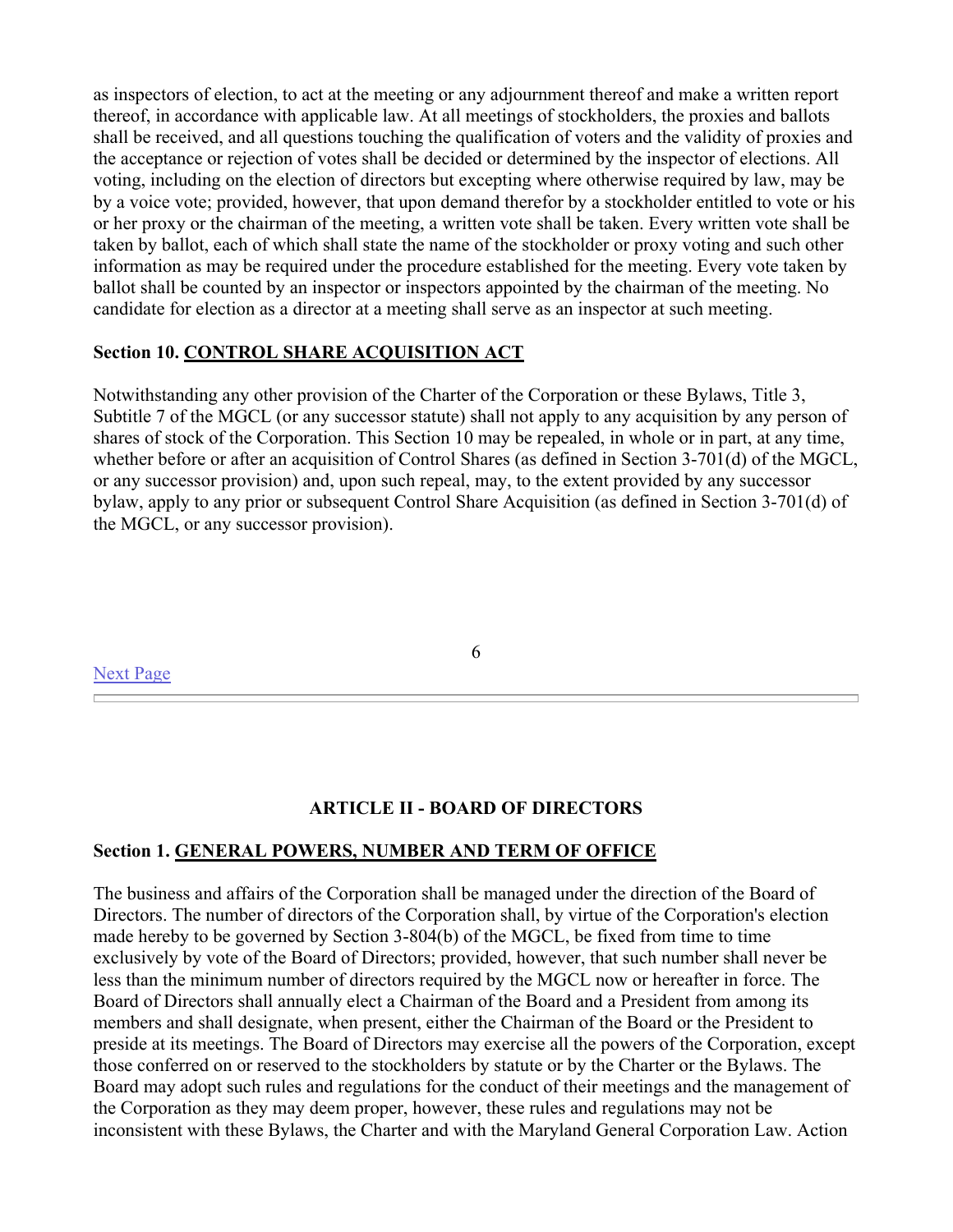as inspectors of election, to act at the meeting or any adjournment thereof and make a written report thereof, in accordance with applicable law. At all meetings of stockholders, the proxies and ballots shall be received, and all questions touching the qualification of voters and the validity of proxies and the acceptance or rejection of votes shall be decided or determined by the inspector of elections. All voting, including on the election of directors but excepting where otherwise required by law, may be by a voice vote; provided, however, that upon demand therefor by a stockholder entitled to vote or his or her proxy or the chairman of the meeting, a written vote shall be taken. Every written vote shall be taken by ballot, each of which shall state the name of the stockholder or proxy voting and such other information as may be required under the procedure established for the meeting. Every vote taken by ballot shall be counted by an inspector or inspectors appointed by the chairman of the meeting. No candidate for election as a director at a meeting shall serve as an inspector at such meeting.

**Section 10. CONTROL SHARE ACQUISITION ACT**

Notwithstanding any other provision of the Charter of the Corporation or these Bylaws, Title 3, Subtitle 7 of the MGCL (or any successor statute) shall not apply to any acquisition by any person of shares of stock of the Corporation. This Section 10 may be repealed, in whole or in part, at any time, whether before or after an acquisition of Control Shares (as defined in Section 3-701(d) of the MGCL, or any successor provision) and, upon such repeal, may, to the extent provided by any successor bylaw, apply to any prior or subsequent Control Share Acquisition (as defined in Section 3-701(d) of the MGCL, or any successor provision).

Next Page

---

## ARTICLE II - BOARD OF DIRECTORS

**Section 1. GENERAL POWERS, NUMBER AND TERM OF OFFICE**

The business and affairs of the Corporation shall be managed under the direction of the Board of Directors. The number of directors of the Corporation shall, by virtue of the Corporation's election made hereby to be governed by Section 3-804(b) of the MGCL, be fixed from time to time exclusively by vote of the Board of Directors; provided, however, that such number shall never be less than the minimum number of directors required by the MGCL now or hereafter in force. The Board of Directors shall annually elect a Chairman of the Board and a President from among its members and shall designate, when present, either the Chairman of the Board or the President to preside at its meetings. The Board of Directors may exercise all the powers of the Corporation, except those conferred on or reserved to the stockholders by statute or by the Charter or the Bylaws. The Board may adopt such rules and regulations for the conduct of their meetings and the management of the Corporation as they may deem proper, however, these rules and regulations may not be inconsistent with these Bylaws, the Charter and with the Maryland General Corporation Law. Action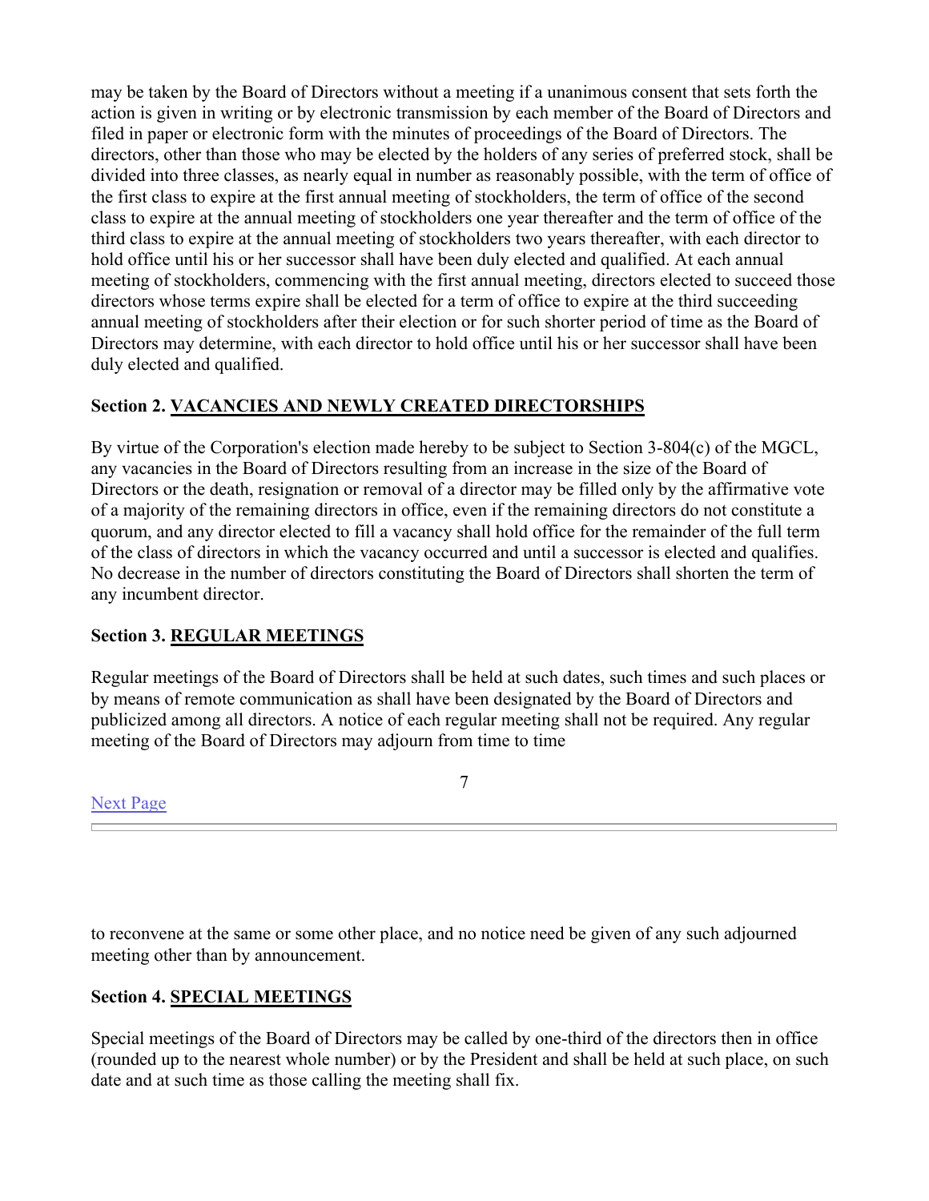may be taken by the Board of Directors without a meeting if a unanimous consent that sets forth the action is given in writing or by electronic transmission by each member of the Board of Directors and filed in paper or electronic form with the minutes of proceedings of the Board of Directors. The directors, other than those who may be elected by the holders of any series of preferred stock, shall be divided into three classes, as nearly equal in number as reasonably possible, with the term of office of the first class to expire at the first annual meeting of stockholders, the term of office of the second class to expire at the annual meeting of stockholders one year thereafter and the term of office of the third class to expire at the annual meeting of stockholders two years thereafter, with each director to hold office until his or her successor shall have been duly elected and qualified. At each annual meeting of stockholders, commencing with the first annual meeting, directors elected to succeed those directors whose terms expire shall be elected for a term of office to expire at the third succeeding annual meeting of stockholders after their election or for such shorter period of time as the Board of Directors may determine, with each director to hold office until his or her successor shall have been duly elected and qualified.

**Section 2. VACANCIES AND NEWLY CREATED DIRECTORSHIPS**

By virtue of the Corporation's election made hereby to be subject to Section 3-804(c) of the MGCL, any vacancies in the Board of Directors resulting from an increase in the size of the Board of Directors or the death, resignation or removal of a director may be filled only by the affirmative vote of a majority of the remaining directors in office, even if the remaining directors do not constitute a quorum, and any director elected to fill a vacancy shall hold office for the remainder of the full term of the class of directors in which the vacancy occurred and until a successor is elected and qualifies. No decrease in the number of directors constituting the Board of Directors shall shorten the term of any incumbent director.

**Section 3. REGULAR MEETINGS**

Regular meetings of the Board of Directors shall be held at such dates, such times and such places or by means of remote communication as shall have been designated by the Board of Directors and publicized among all directors. A notice of each regular meeting shall not be required. Any regular meeting of the Board of Directors may adjourn from time to time to reconvene at the same or some other place, and no notice need be given of any such adjourned meeting other than by announcement.

**Section 4. SPECIAL MEETINGS**

Special meetings of the Board of Directors may be called by one-third of the directors then in office (rounded up to the nearest whole number) or by the President and shall be held at such place, on such date and at such time as those calling the meeting shall fix.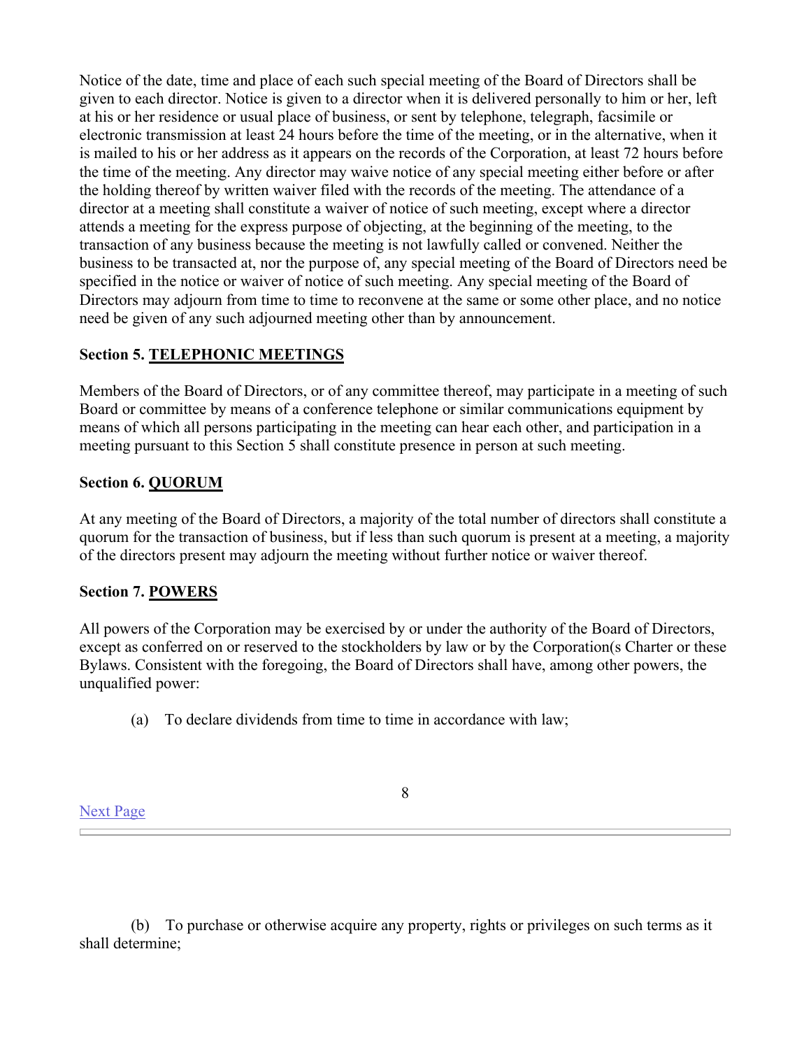Notice of the date, time and place of each such special meeting of the Board of Directors shall be given to each director. Notice is given to a director when it is delivered personally to him or her, left at his or her residence or usual place of business, or sent by telephone, telegraph, facsimile or electronic transmission at least 24 hours before the time of the meeting, or in the alternative, when it is mailed to his or her address as it appears on the records of the Corporation, at least 72 hours before the time of the meeting. Any director may waive notice of any special meeting either before or after the holding thereof by written waiver filed with the records of the meeting. The attendance of a director at a meeting shall constitute a waiver of notice of such meeting, except where a director attends a meeting for the express purpose of objecting, at the beginning of the meeting, to the transaction of any business because the meeting is not lawfully called or convened. Neither the business to be transacted at, nor the purpose of, any special meeting of the Board of Directors need be specified in the notice or waiver of notice of such meeting. Any special meeting of the Board of Directors may adjourn from time to time to reconvene at the same or some other place, and no notice need be given of any such adjourned meeting other than by announcement.

**Section 5. TELEPHONIC MEETINGS**

Members of the Board of Directors, or of any committee thereof, may participate in a meeting of such Board or committee by means of a conference telephone or similar communications equipment by means of which all persons participating in the meeting can hear each other, and participation in a meeting pursuant to this Section 5 shall constitute presence in person at such meeting.

**Section 6. QUORUM**

At any meeting of the Board of Directors, a majority of the total number of directors shall constitute a quorum for the transaction of business, but if less than such quorum is present at a meeting, a majority of the directors present may adjourn the meeting without further notice or waiver thereof.

**Section 7. POWERS**

All powers of the Corporation may be exercised by or under the authority of the Board of Directors, except as conferred on or reserved to the stockholders by law or by the Corporation(s Charter or these Bylaws. Consistent with the foregoing, the Board of Directors shall have, among other powers, the unqualified power:

(a) To declare dividends from time to time in accordance with law;

(b) To purchase or otherwise acquire any property, rights or privileges on such terms as it shall determine;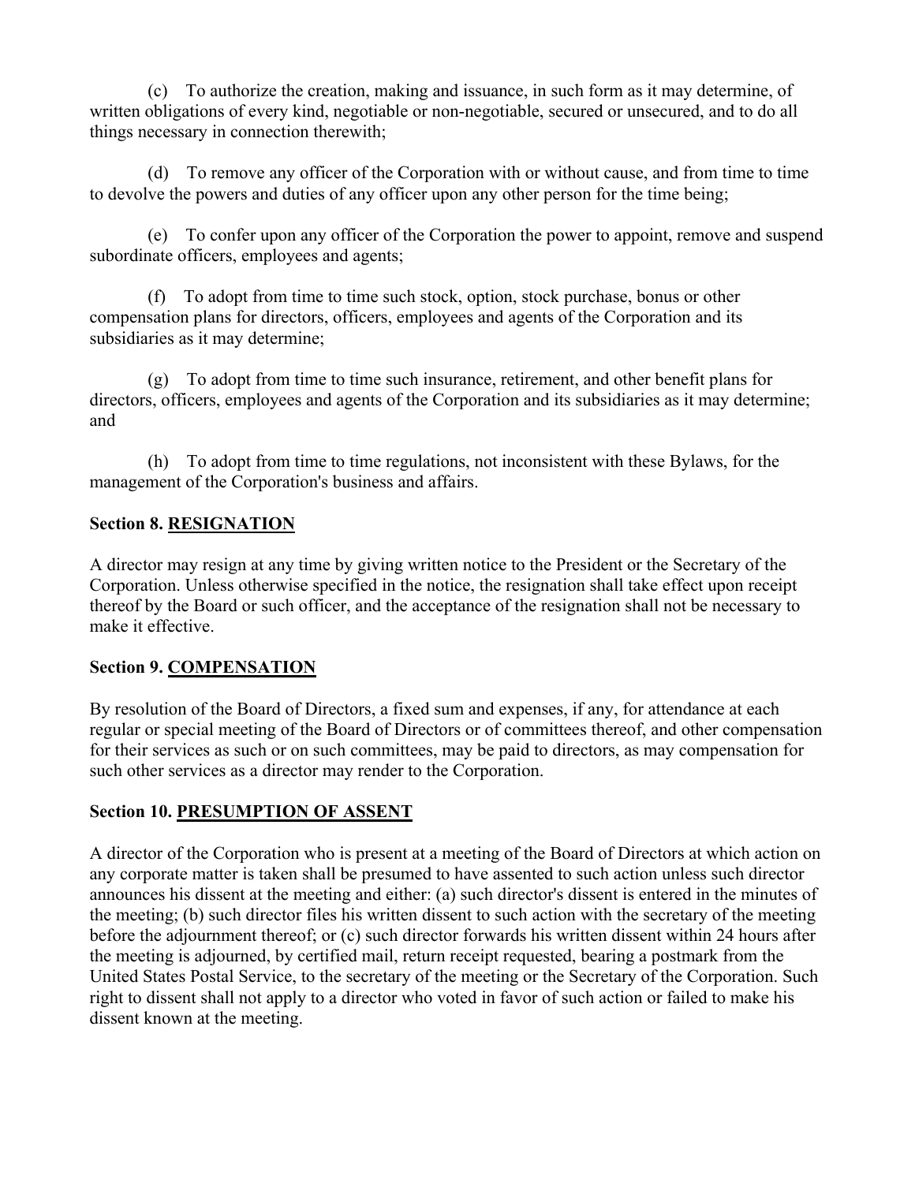(c) To authorize the creation, making and issuance, in such form as it may determine, of written obligations of every kind, negotiable or non-negotiable, secured or unsecured, and to do all things necessary in connection therewith;

(d) To remove any officer of the Corporation with or without cause, and from time to time to devolve the powers and duties of any officer upon any other person for the time being;

(e) To confer upon any officer of the Corporation the power to appoint, remove and suspend subordinate officers, employees and agents;

(f) To adopt from time to time such stock, option, stock purchase, bonus or other compensation plans for directors, officers, employees and agents of the Corporation and its subsidiaries as it may determine;

(g) To adopt from time to time such insurance, retirement, and other benefit plans for directors, officers, employees and agents of the Corporation and its subsidiaries as it may determine; and

(h) To adopt from time to time regulations, not inconsistent with these Bylaws, for the management of the Corporation's business and affairs.

**Section 8. RESIGNATION**

A director may resign at any time by giving written notice to the President or the Secretary of the Corporation. Unless otherwise specified in the notice, the resignation shall take effect upon receipt thereof by the Board or such officer, and the acceptance of the resignation shall not be necessary to make it effective.

**Section 9. COMPENSATION**

By resolution of the Board of Directors, a fixed sum and expenses, if any, for attendance at each regular or special meeting of the Board of Directors or of committees thereof, and other compensation for their services as such or on such committees, may be paid to directors, as may compensation for such other services as a director may render to the Corporation.

**Section 10. PRESUMPTION OF ASSENT**

A director of the Corporation who is present at a meeting of the Board of Directors at which action on any corporate matter is taken shall be presumed to have assented to such action unless such director announces his dissent at the meeting and either: (a) such director's dissent is entered in the minutes of the meeting; (b) such director files his written dissent to such action with the secretary of the meeting before the adjournment thereof; or (c) such director forwards his written dissent within 24 hours after the meeting is adjourned, by certified mail, return receipt requested, bearing a postmark from the United States Postal Service, to the secretary of the meeting or the Secretary of the Corporation. Such right to dissent shall not apply to a director who voted in favor of such action or failed to make his dissent known at the meeting.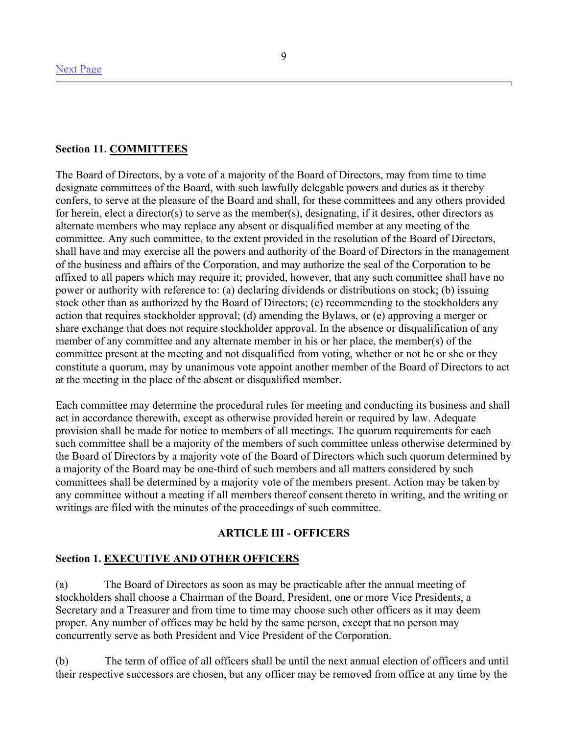**Section 11. COMMITTEES**

The Board of Directors, by a vote of a majority of the Board of Directors, may from time to time designate committees of the Board, with such lawfully delegable powers and duties as it thereby confers, to serve at the pleasure of the Board and shall, for these committees and any others provided for herein, elect a director(s) to serve as the member(s), designating, if it desires, other directors as alternate members who may replace any absent or disqualified member at any meeting of the committee. Any such committee, to the extent provided in the resolution of the Board of Directors, shall have and may exercise all the powers and authority of the Board of Directors in the management of the business and affairs of the Corporation, and may authorize the seal of the Corporation to be affixed to all papers which may require it; provided, however, that any such committee shall have no power or authority with reference to: (a) declaring dividends or distributions on stock; (b) issuing stock other than as authorized by the Board of Directors; (c) recommending to the stockholders any action that requires stockholder approval; (d) amending the Bylaws, or (e) approving a merger or share exchange that does not require stockholder approval. In the absence or disqualification of any member of any committee and any alternate member in his or her place, the member(s) of the committee present at the meeting and not disqualified from voting, whether or not he or she or they constitute a quorum, may by unanimous vote appoint another member of the Board of Directors to act at the meeting in the place of the absent or disqualified member.

Each committee may determine the procedural rules for meeting and conducting its business and shall act in accordance therewith, except as otherwise provided herein or required by law. Adequate provision shall be made for notice to members of all meetings. The quorum requirements for each such committee shall be a majority of the members of such committee unless otherwise determined by the Board of Directors by a majority vote of the Board of Directors which such quorum determined by a majority of the Board may be one-third of such members and all matters considered by such committees shall be determined by a majority vote of the members present. Action may be taken by any committee without a meeting if all members thereof consent thereto in writing, and the writing or writings are filed with the minutes of the proceedings of such committee.

## ARTICLE III - OFFICERS

**Section 1. EXECUTIVE AND OTHER OFFICERS**

(a) The Board of Directors as soon as may be practicable after the annual meeting of stockholders shall choose a Chairman of the Board, President, one or more Vice Presidents, a Secretary and a Treasurer and from time to time may choose such other officers as it may deem proper. Any number of offices may be held by the same person, except that no person may concurrently serve as both President and Vice President of the Corporation.

(b) The term of office of all officers shall be until the next annual election of officers and until their respective successors are chosen, but any officer may be removed from office at any time by the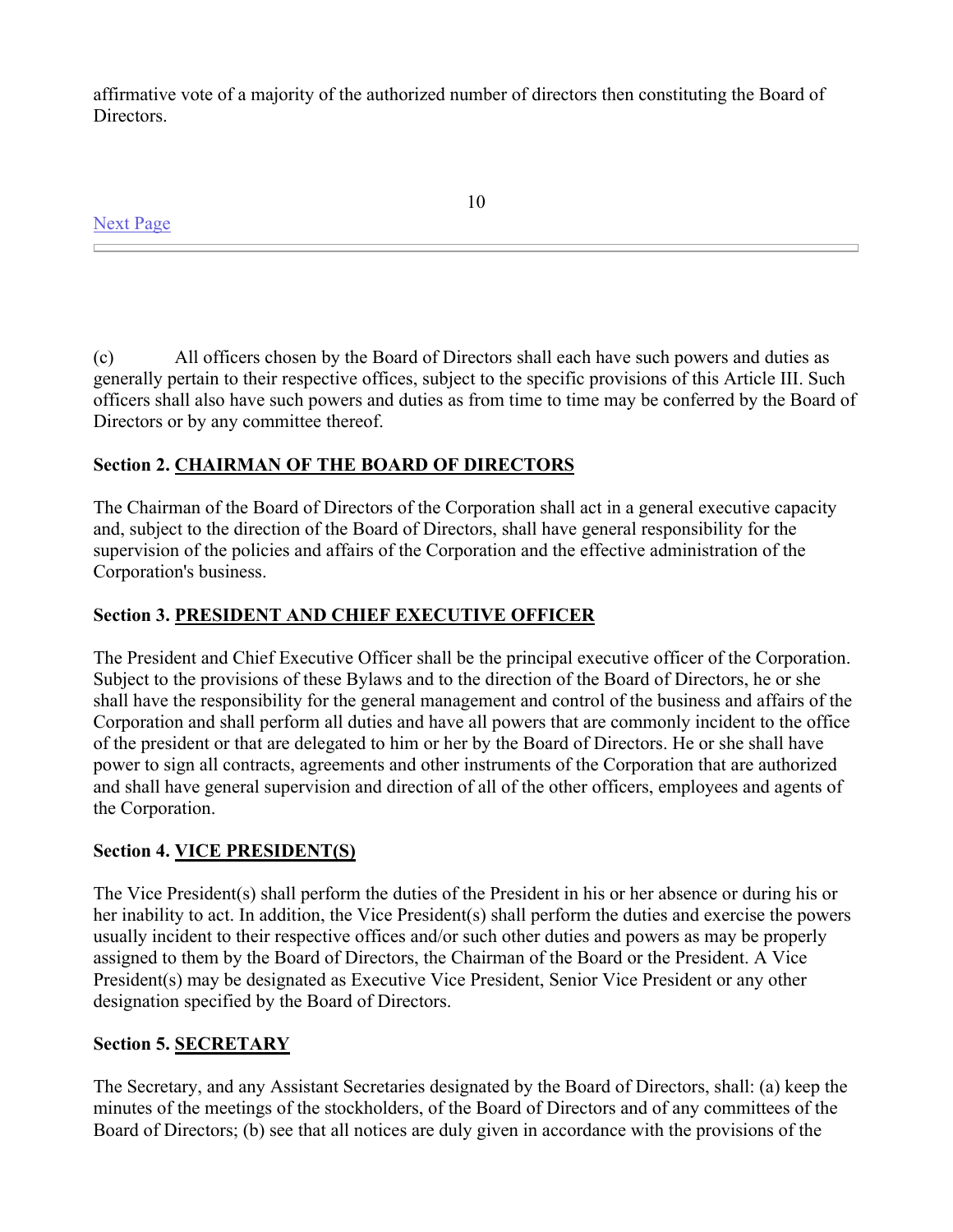affirmative vote of a majority of the authorized number of directors then constituting the Board of Directors.

(c) All officers chosen by the Board of Directors shall each have such powers and duties as generally pertain to their respective offices, subject to the specific provisions of this Article III. Such officers shall also have such powers and duties as from time to time may be conferred by the Board of Directors or by any committee thereof.

**Section 2. CHAIRMAN OF THE BOARD OF DIRECTORS**

The Chairman of the Board of Directors of the Corporation shall act in a general executive capacity and, subject to the direction of the Board of Directors, shall have general responsibility for the supervision of the policies and affairs of the Corporation and the effective administration of the Corporation's business.

**Section 3. PRESIDENT AND CHIEF EXECUTIVE OFFICER**

The President and Chief Executive Officer shall be the principal executive officer of the Corporation. Subject to the provisions of these Bylaws and to the direction of the Board of Directors, he or she shall have the responsibility for the general management and control of the business and affairs of the Corporation and shall perform all duties and have all powers that are commonly incident to the office of the president or that are delegated to him or her by the Board of Directors. He or she shall have power to sign all contracts, agreements and other instruments of the Corporation that are authorized and shall have general supervision and direction of all of the other officers, employees and agents of the Corporation.

**Section 4. VICE PRESIDENT(S)**

The Vice President(s) shall perform the duties of the President in his or her absence or during his or her inability to act. In addition, the Vice President(s) shall perform the duties and exercise the powers usually incident to their respective offices and/or such other duties and powers as may be properly assigned to them by the Board of Directors, the Chairman of the Board or the President. A Vice President(s) may be designated as Executive Vice President, Senior Vice President or any other designation specified by the Board of Directors.

**Section 5. SECRETARY**

The Secretary, and any Assistant Secretaries designated by the Board of Directors, shall: (a) keep the minutes of the meetings of the stockholders, of the Board of Directors and of any committees of the Board of Directors; (b) see that all notices are duly given in accordance with the provisions of the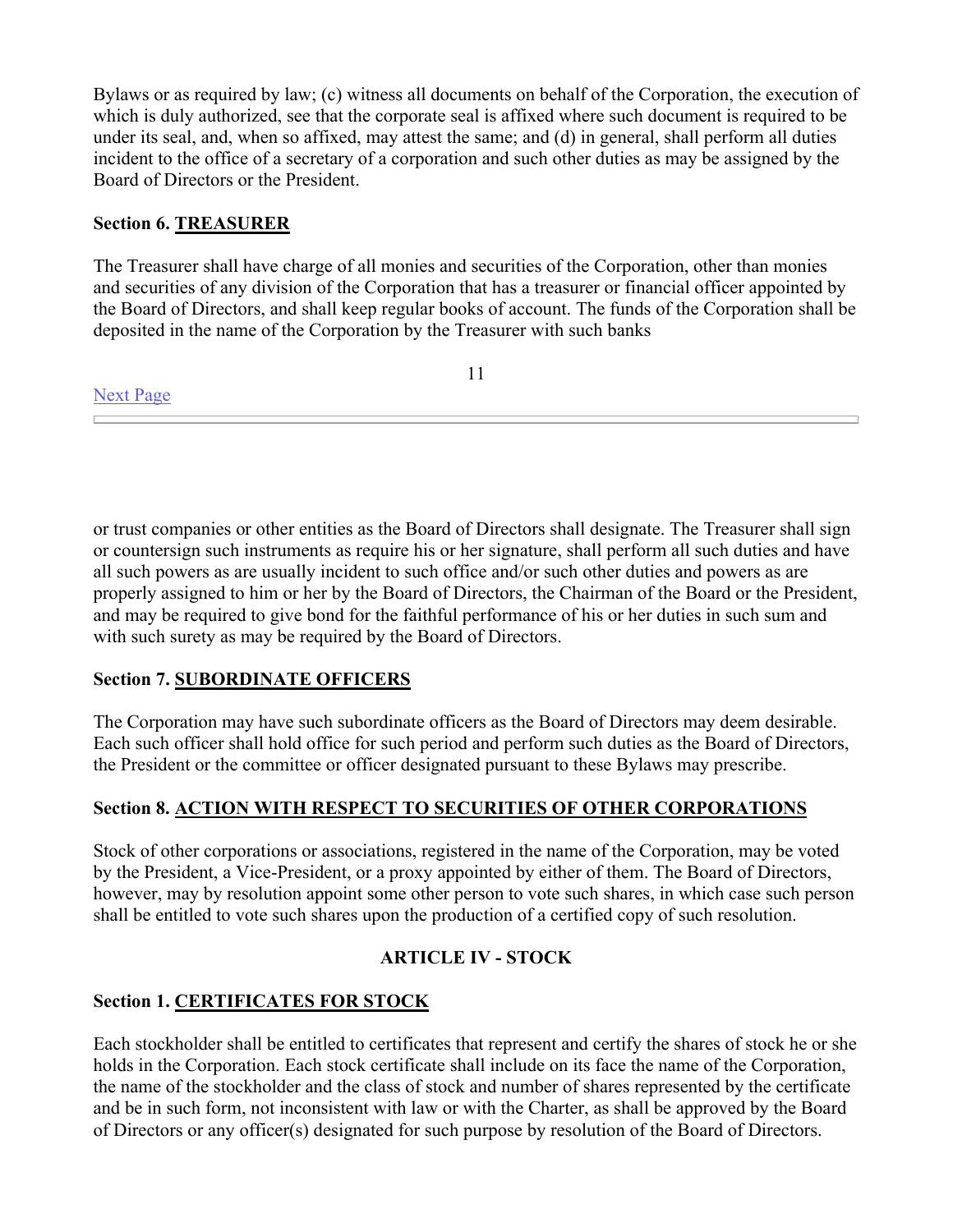Bylaws or as required by law; (c) witness all documents on behalf of the Corporation, the execution of which is duly authorized, see that the corporate seal is affixed where such document is required to be under its seal, and, when so affixed, may attest the same; and (d) in general, shall perform all duties incident to the office of a secretary of a corporation and such other duties as may be assigned by the Board of Directors or the President.

**Section 6. TREASURER**

The Treasurer shall have charge of all monies and securities of the Corporation, other than monies and securities of any division of the Corporation that has a treasurer or financial officer appointed by the Board of Directors, and shall keep regular books of account. The funds of the Corporation shall be deposited in the name of the Corporation by the Treasurer with such banks or trust companies or other entities as the Board of Directors shall designate. The Treasurer shall sign or countersign such instruments as require his or her signature, shall perform all such duties and have all such powers as are usually incident to such office and/or such other duties and powers as are properly assigned to him or her by the Board of Directors, the Chairman of the Board or the President, and may be required to give bond for the faithful performance of his or her duties in such sum and with such surety as may be required by the Board of Directors.

**Section 7. SUBORDINATE OFFICERS**

The Corporation may have such subordinate officers as the Board of Directors may deem desirable. Each such officer shall hold office for such period and perform such duties as the Board of Directors, the President or the committee or officer designated pursuant to these Bylaws may prescribe.

**Section 8. ACTION WITH RESPECT TO SECURITIES OF OTHER CORPORATIONS**

Stock of other corporations or associations, registered in the name of the Corporation, may be voted by the President, a Vice-President, or a proxy appointed by either of them. The Board of Directors, however, may by resolution appoint some other person to vote such shares, in which case such person shall be entitled to vote such shares upon the production of a certified copy of such resolution.

## ARTICLE IV - STOCK

**Section 1. CERTIFICATES FOR STOCK**

Each stockholder shall be entitled to certificates that represent and certify the shares of stock he or she holds in the Corporation. Each stock certificate shall include on its face the name of the Corporation, the name of the stockholder and the class of stock and number of shares represented by the certificate and be in such form, not inconsistent with law or with the Charter, as shall be approved by the Board of Directors or any officer(s) designated for such purpose by resolution of the Board of Directors.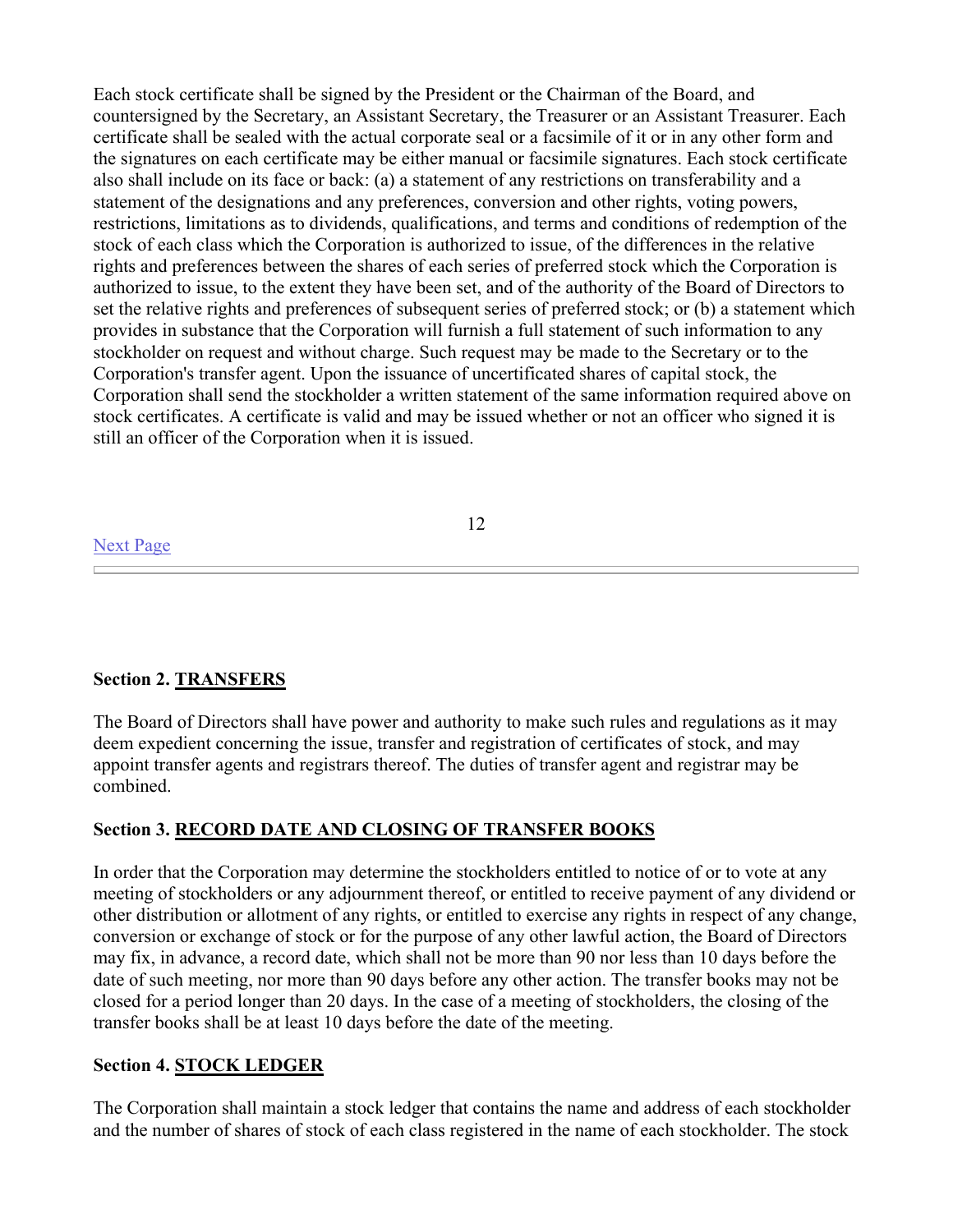Each stock certificate shall be signed by the President or the Chairman of the Board, and countersigned by the Secretary, an Assistant Secretary, the Treasurer or an Assistant Treasurer. Each certificate shall be sealed with the actual corporate seal or a facsimile of it or in any other form and the signatures on each certificate may be either manual or facsimile signatures. Each stock certificate also shall include on its face or back: (a) a statement of any restrictions on transferability and a statement of the designations and any preferences, conversion and other rights, voting powers, restrictions, limitations as to dividends, qualifications, and terms and conditions of redemption of the stock of each class which the Corporation is authorized to issue, of the differences in the relative rights and preferences between the shares of each series of preferred stock which the Corporation is authorized to issue, to the extent they have been set, and of the authority of the Board of Directors to set the relative rights and preferences of subsequent series of preferred stock; or (b) a statement which provides in substance that the Corporation will furnish a full statement of such information to any stockholder on request and without charge. Such request may be made to the Secretary or to the Corporation's transfer agent. Upon the issuance of uncertificated shares of capital stock, the Corporation shall send the stockholder a written statement of the same information required above on stock certificates. A certificate is valid and may be issued whether or not an officer who signed it is still an officer of the Corporation when it is issued.

Next Page

---

**Section 2. TRANSFERS**

The Board of Directors shall have power and authority to make such rules and regulations as it may deem expedient concerning the issue, transfer and registration of certificates of stock, and may appoint transfer agents and registrars thereof. The duties of transfer agent and registrar may be combined.

**Section 3. RECORD DATE AND CLOSING OF TRANSFER BOOKS**

In order that the Corporation may determine the stockholders entitled to notice of or to vote at any meeting of stockholders or any adjournment thereof, or entitled to receive payment of any dividend or other distribution or allotment of any rights, or entitled to exercise any rights in respect of any change, conversion or exchange of stock or for the purpose of any other lawful action, the Board of Directors may fix, in advance, a record date, which shall not be more than 90 nor less than 10 days before the date of such meeting, nor more than 90 days before any other action. The transfer books may not be closed for a period longer than 20 days. In the case of a meeting of stockholders, the closing of the transfer books shall be at least 10 days before the date of the meeting.

**Section 4. STOCK LEDGER**

The Corporation shall maintain a stock ledger that contains the name and address of each stockholder and the number of shares of stock of each class registered in the name of each stockholder. The stock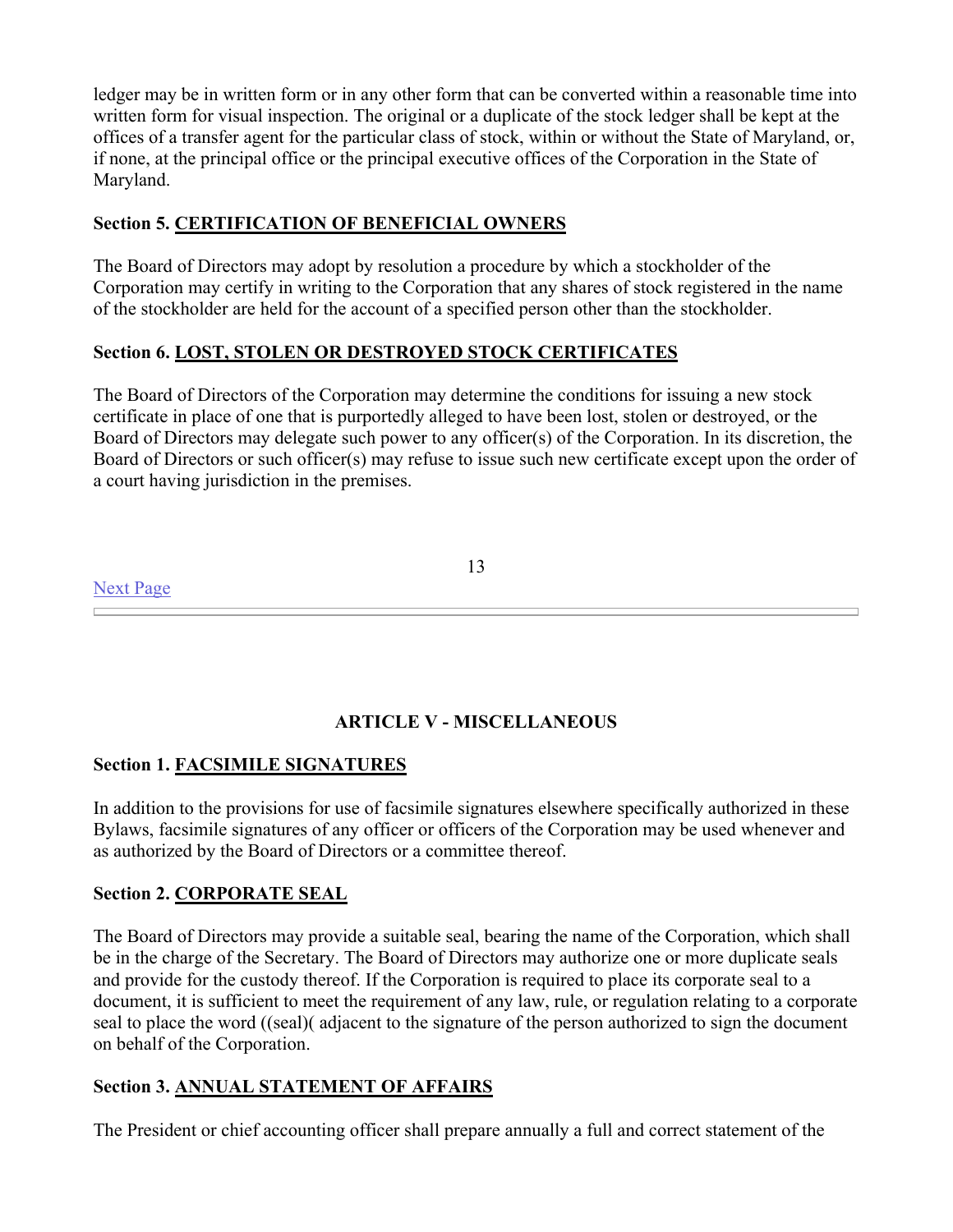ledger may be in written form or in any other form that can be converted within a reasonable time into written form for visual inspection. The original or a duplicate of the stock ledger shall be kept at the offices of a transfer agent for the particular class of stock, within or without the State of Maryland, or, if none, at the principal office or the principal executive offices of the Corporation in the State of Maryland.

**Section 5. CERTIFICATION OF BENEFICIAL OWNERS**

The Board of Directors may adopt by resolution a procedure by which a stockholder of the Corporation may certify in writing to the Corporation that any shares of stock registered in the name of the stockholder are held for the account of a specified person other than the stockholder.

**Section 6. LOST, STOLEN OR DESTROYED STOCK CERTIFICATES**

The Board of Directors of the Corporation may determine the conditions for issuing a new stock certificate in place of one that is purportedly alleged to have been lost, stolen or destroyed, or the Board of Directors may delegate such power to any officer(s) of the Corporation. In its discretion, the Board of Directors or such officer(s) may refuse to issue such new certificate except upon the order of a court having jurisdiction in the premises.

Next Page

---

## ARTICLE V - MISCELLANEOUS

**Section 1. FACSIMILE SIGNATURES**

In addition to the provisions for use of facsimile signatures elsewhere specifically authorized in these Bylaws, facsimile signatures of any officer or officers of the Corporation may be used whenever and as authorized by the Board of Directors or a committee thereof.

**Section 2. CORPORATE SEAL**

The Board of Directors may provide a suitable seal, bearing the name of the Corporation, which shall be in the charge of the Secretary. The Board of Directors may authorize one or more duplicate seals and provide for the custody thereof. If the Corporation is required to place its corporate seal to a document, it is sufficient to meet the requirement of any law, rule, or regulation relating to a corporate seal to place the word ((seal)( adjacent to the signature of the person authorized to sign the document on behalf of the Corporation.

**Section 3. ANNUAL STATEMENT OF AFFAIRS**

The President or chief accounting officer shall prepare annually a full and correct statement of the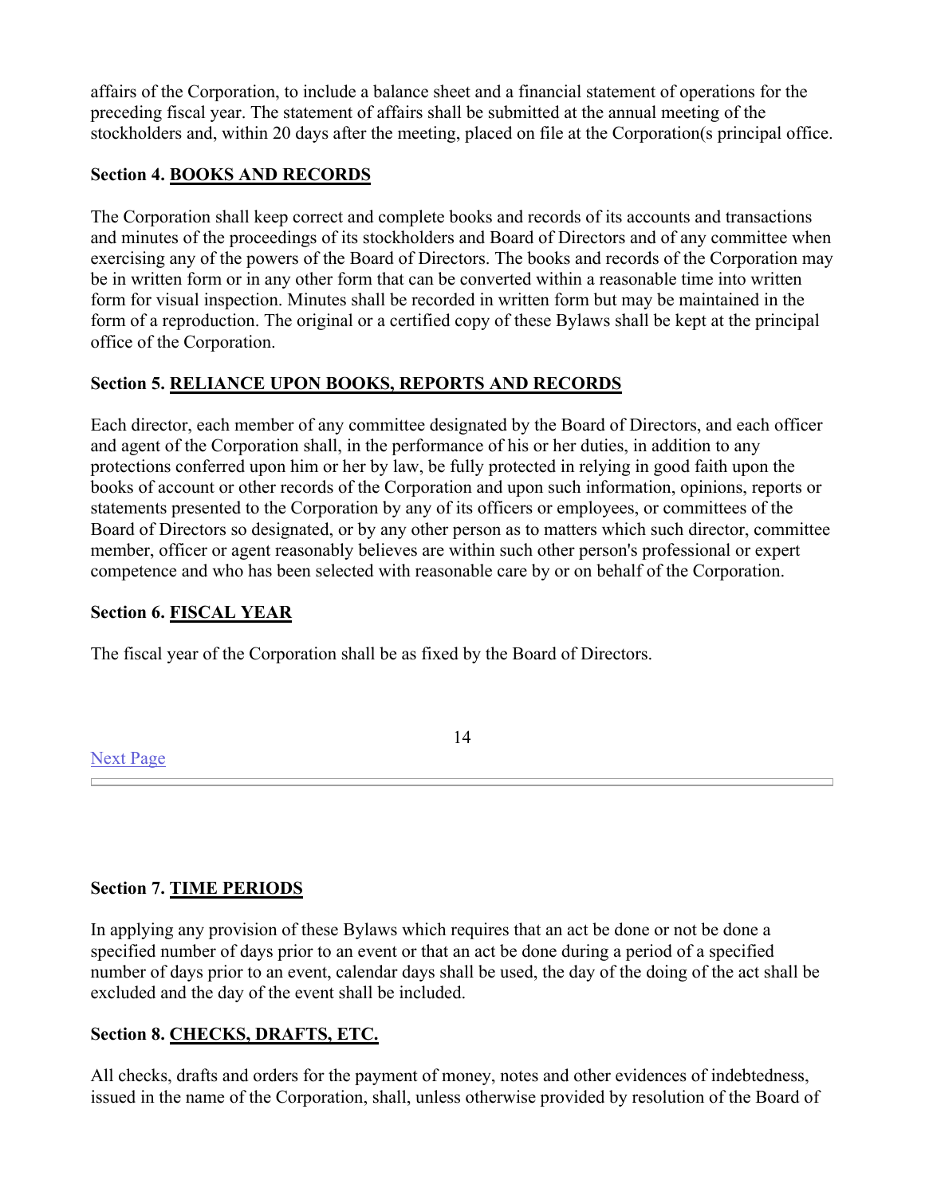affairs of the Corporation, to include a balance sheet and a financial statement of operations for the preceding fiscal year. The statement of affairs shall be submitted at the annual meeting of the stockholders and, within 20 days after the meeting, placed on file at the Corporation(s principal office.

**Section 4. BOOKS AND RECORDS**

The Corporation shall keep correct and complete books and records of its accounts and transactions and minutes of the proceedings of its stockholders and Board of Directors and of any committee when exercising any of the powers of the Board of Directors. The books and records of the Corporation may be in written form or in any other form that can be converted within a reasonable time into written form for visual inspection. Minutes shall be recorded in written form but may be maintained in the form of a reproduction. The original or a certified copy of these Bylaws shall be kept at the principal office of the Corporation.

**Section 5. RELIANCE UPON BOOKS, REPORTS AND RECORDS**

Each director, each member of any committee designated by the Board of Directors, and each officer and agent of the Corporation shall, in the performance of his or her duties, in addition to any protections conferred upon him or her by law, be fully protected in relying in good faith upon the books of account or other records of the Corporation and upon such information, opinions, reports or statements presented to the Corporation by any of its officers or employees, or committees of the Board of Directors so designated, or by any other person as to matters which such director, committee member, officer or agent reasonably believes are within such other person's professional or expert competence and who has been selected with reasonable care by or on behalf of the Corporation.

**Section 6. FISCAL YEAR**

The fiscal year of the Corporation shall be as fixed by the Board of Directors.

Next Page

---

**Section 7. TIME PERIODS**

In applying any provision of these Bylaws which requires that an act be done or not be done a specified number of days prior to an event or that an act be done during a period of a specified number of days prior to an event, calendar days shall be used, the day of the doing of the act shall be excluded and the day of the event shall be included.

**Section 8. CHECKS, DRAFTS, ETC.**

All checks, drafts and orders for the payment of money, notes and other evidences of indebtedness, issued in the name of the Corporation, shall, unless otherwise provided by resolution of the Board of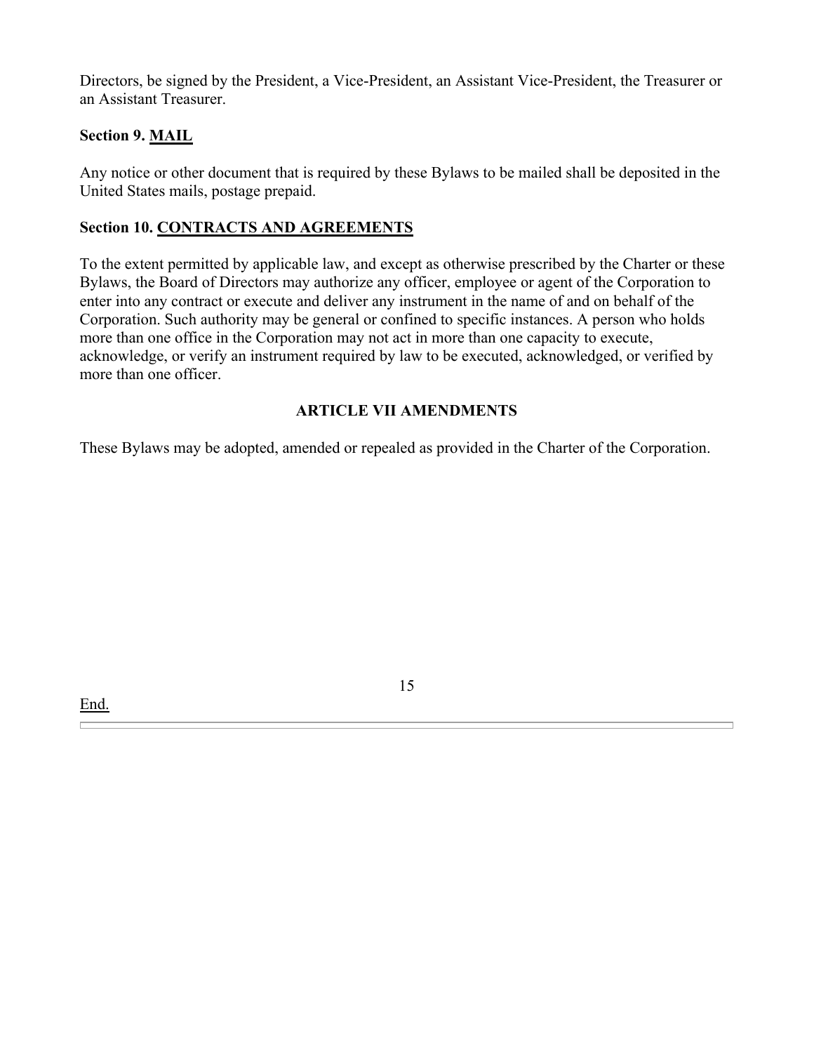Directors, be signed by the President, a Vice-President, an Assistant Vice-President, the Treasurer or an Assistant Treasurer.

**Section 9. MAIL**

Any notice or other document that is required by these Bylaws to be mailed shall be deposited in the United States mails, postage prepaid.

**Section 10. CONTRACTS AND AGREEMENTS**

To the extent permitted by applicable law, and except as otherwise prescribed by the Charter or these Bylaws, the Board of Directors may authorize any officer, employee or agent of the Corporation to enter into any contract or execute and deliver any instrument in the name of and on behalf of the Corporation. Such authority may be general or confined to specific instances. A person who holds more than one office in the Corporation may not act in more than one capacity to execute, acknowledge, or verify an instrument required by law to be executed, acknowledged, or verified by more than one officer.

## ARTICLE VII AMENDMENTS

These Bylaws may be adopted, amended or repealed as provided in the Charter of the Corporation.

End.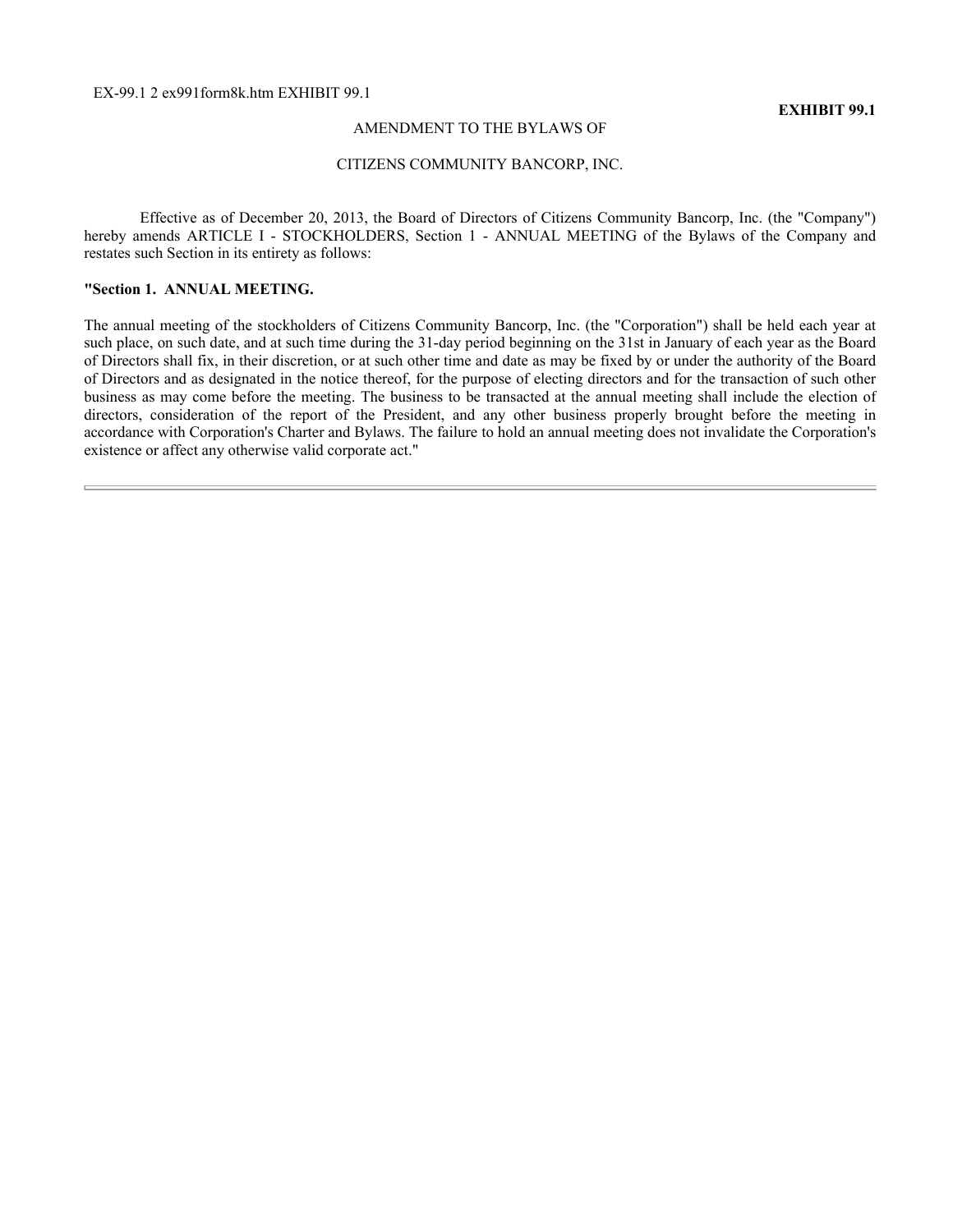EX-99.1 2 ex991form8k.htm EXHIBIT 99.1

**EXHIBIT 99.1**

AMENDMENT TO THE BYLAWS OF

CITIZENS COMMUNITY BANCORP, INC.

Effective as of December 20, 2013, the Board of Directors of Citizens Community Bancorp, Inc. (the "Company") hereby amends ARTICLE I - STOCKHOLDERS, Section 1 - ANNUAL MEETING of the Bylaws of the Company and restates such Section in its entirety as follows:

**"Section 1. ANNUAL MEETING.**

The annual meeting of the stockholders of Citizens Community Bancorp, Inc. (the "Corporation") shall be held each year at such place, on such date, and at such time during the 31-day period beginning on the 31st in January of each year as the Board of Directors shall fix, in their discretion, or at such other time and date as may be fixed by or under the authority of the Board of Directors and as designated in the notice thereof, for the purpose of electing directors and for the transaction of such other business as may come before the meeting. The business to be transacted at the annual meeting shall include the election of directors, consideration of the report of the President, and any other business properly brought before the meeting in accordance with Corporation's Charter and Bylaws. The failure to hold an annual meeting does not invalidate the Corporation's existence or affect any otherwise valid corporate act."